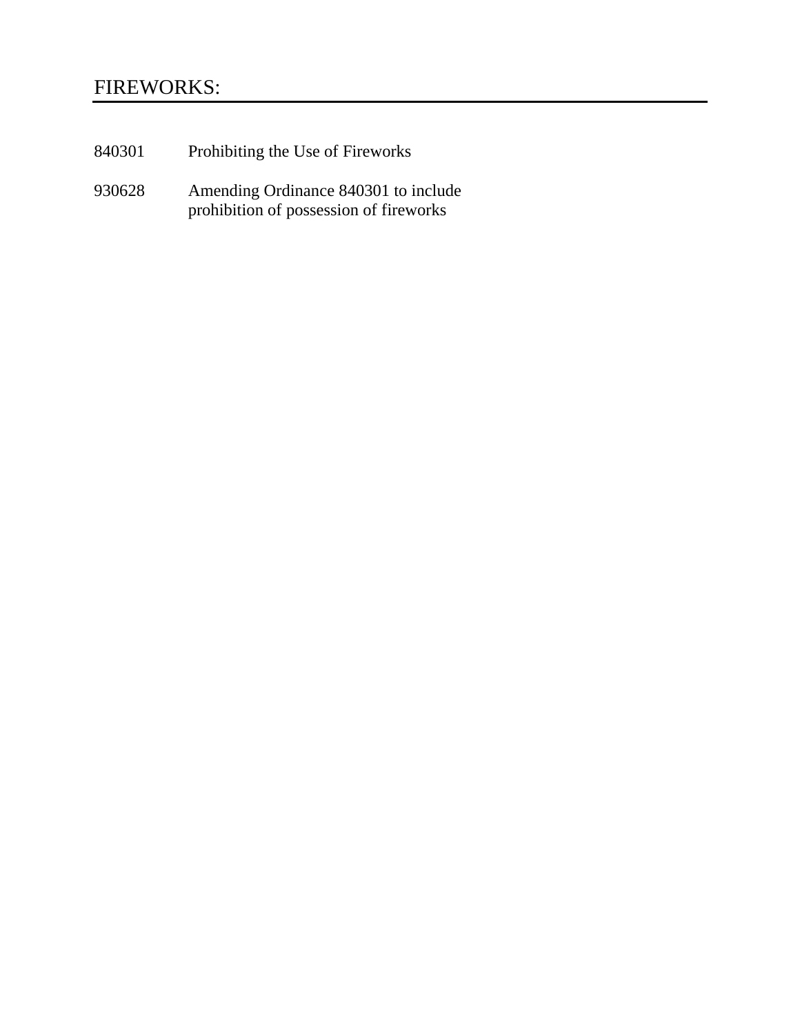# FIREWORKS:

| | |
|---|---|
| 840301 | Prohibiting the Use of Fireworks |
| 930628 | Amending Ordinance 840301 to include prohibition of possession of fireworks |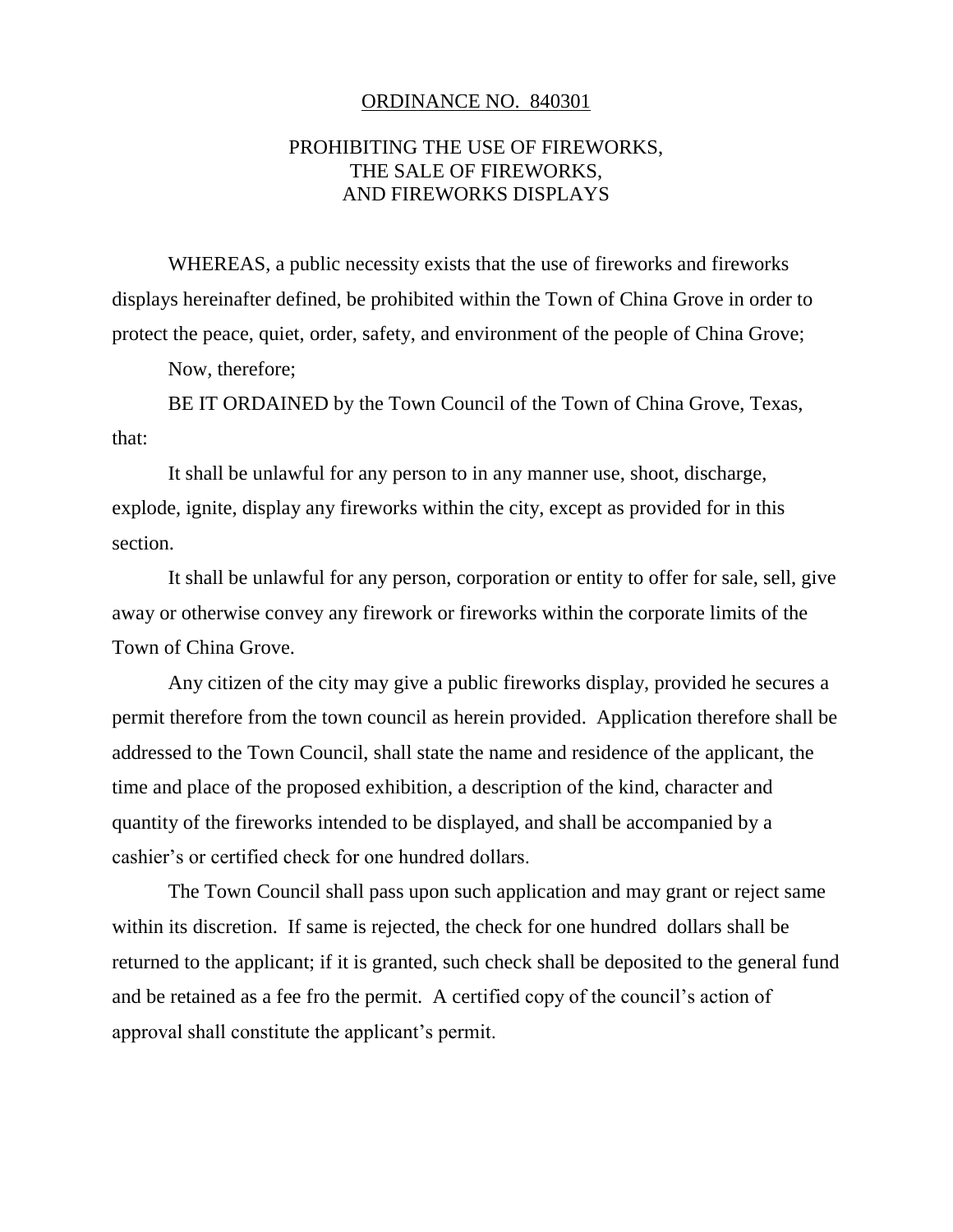<u>ORDINANCE NO. 840301</u>

PROHIBITING THE USE OF FIREWORKS,
THE SALE OF FIREWORKS,
AND FIREWORKS DISPLAYS

WHEREAS, a public necessity exists that the use of fireworks and fireworks displays hereinafter defined, be prohibited within the Town of China Grove in order to protect the peace, quiet, order, safety, and environment of the people of China Grove;

Now, therefore;

BE IT ORDAINED by the Town Council of the Town of China Grove, Texas, that:

It shall be unlawful for any person to in any manner use, shoot, discharge, explode, ignite, display any fireworks within the city, except as provided for in this section.

It shall be unlawful for any person, corporation or entity to offer for sale, sell, give away or otherwise convey any firework or fireworks within the corporate limits of the Town of China Grove.

Any citizen of the city may give a public fireworks display, provided he secures a permit therefore from the town council as herein provided. Application therefore shall be addressed to the Town Council, shall state the name and residence of the applicant, the time and place of the proposed exhibition, a description of the kind, character and quantity of the fireworks intended to be displayed, and shall be accompanied by a cashier's or certified check for one hundred dollars.

The Town Council shall pass upon such application and may grant or reject same within its discretion. If same is rejected, the check for one hundred dollars shall be returned to the applicant; if it is granted, such check shall be deposited to the general fund and be retained as a fee fro the permit. A certified copy of the council's action of approval shall constitute the applicant's permit.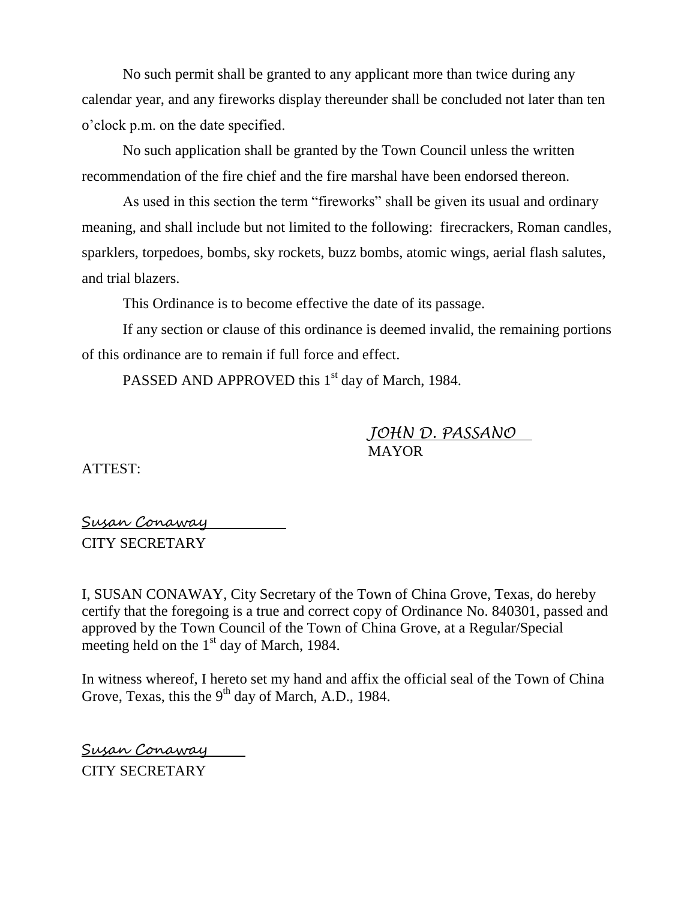No such permit shall be granted to any applicant more than twice during any calendar year, and any fireworks display thereunder shall be concluded not later than ten o'clock p.m. on the date specified.

No such application shall be granted by the Town Council unless the written recommendation of the fire chief and the fire marshal have been endorsed thereon.

As used in this section the term "fireworks" shall be given its usual and ordinary meaning, and shall include but not limited to the following: firecrackers, Roman candles, sparklers, torpedoes, bombs, sky rockets, buzz bombs, atomic wings, aerial flash salutes, and trial blazers.

This Ordinance is to become effective the date of its passage.

If any section or clause of this ordinance is deemed invalid, the remaining portions of this ordinance are to remain if full force and effect.

PASSED AND APPROVED this 1st day of March, 1984.

*JOHN D. PASSANO*
MAYOR

ATTEST:

*Susan Conaway*
CITY SECRETARY

I, SUSAN CONAWAY, City Secretary of the Town of China Grove, Texas, do hereby certify that the foregoing is a true and correct copy of Ordinance No. 840301, passed and approved by the Town Council of the Town of China Grove, at a Regular/Special meeting held on the 1st day of March, 1984.

In witness whereof, I hereto set my hand and affix the official seal of the Town of China Grove, Texas, this the 9th day of March, A.D., 1984.

*Susan Conaway*
CITY SECRETARY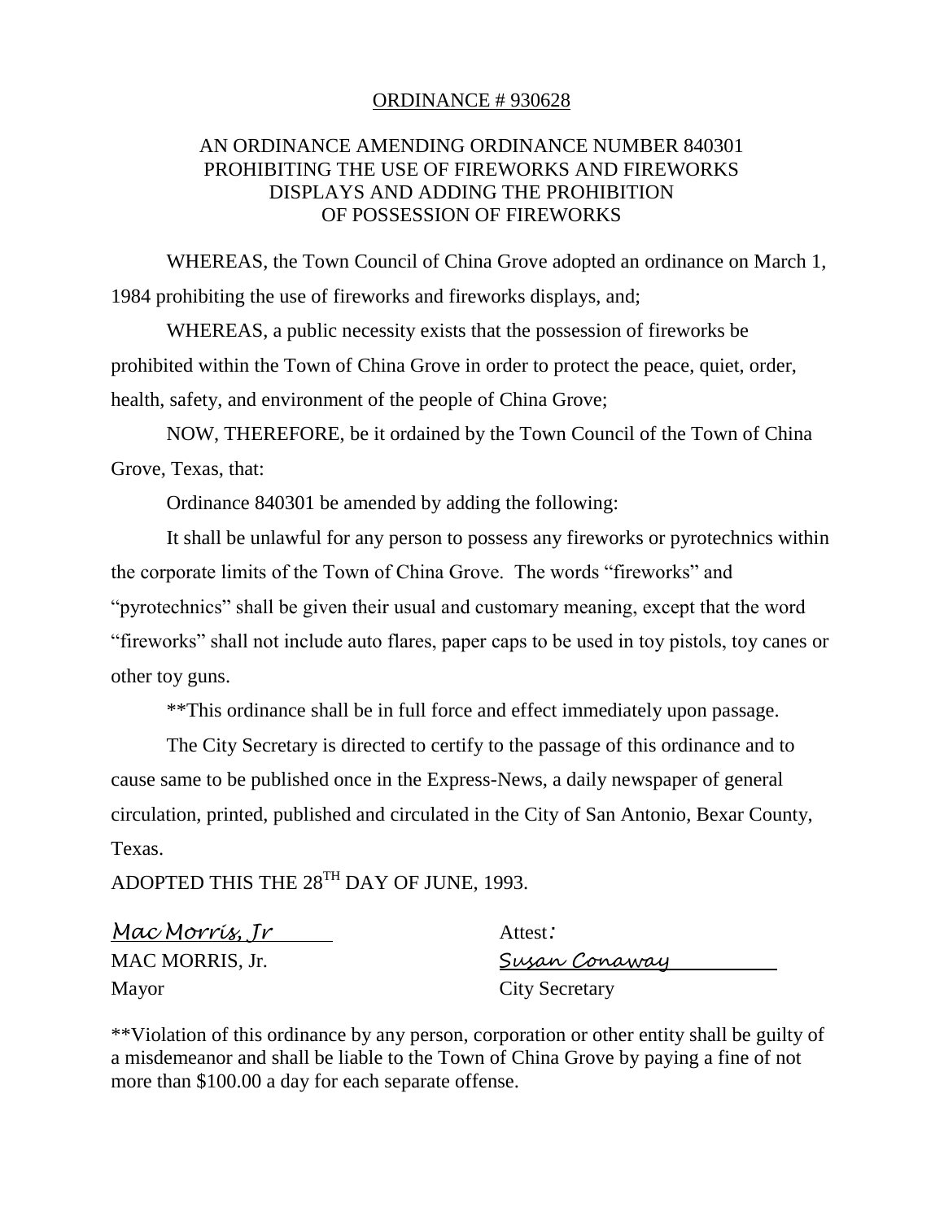ORDINANCE # 930628

AN ORDINANCE AMENDING ORDINANCE NUMBER 840301 PROHIBITING THE USE OF FIREWORKS AND FIREWORKS DISPLAYS AND ADDING THE PROHIBITION OF POSSESSION OF FIREWORKS

WHEREAS, the Town Council of China Grove adopted an ordinance on March 1, 1984 prohibiting the use of fireworks and fireworks displays, and;

WHEREAS, a public necessity exists that the possession of fireworks be prohibited within the Town of China Grove in order to protect the peace, quiet, order, health, safety, and environment of the people of China Grove;

NOW, THEREFORE, be it ordained by the Town Council of the Town of China Grove, Texas, that:

Ordinance 840301 be amended by adding the following:

It shall be unlawful for any person to possess any fireworks or pyrotechnics within the corporate limits of the Town of China Grove. The words "fireworks" and "pyrotechnics" shall be given their usual and customary meaning, except that the word "fireworks" shall not include auto flares, paper caps to be used in toy pistols, toy canes or other toy guns.

**This ordinance shall be in full force and effect immediately upon passage.

The City Secretary is directed to certify to the passage of this ordinance and to cause same to be published once in the Express-News, a daily newspaper of general circulation, printed, published and circulated in the City of San Antonio, Bexar County, Texas.

ADOPTED THIS THE 28TH DAY OF JUNE, 1993.

| | |
|---|---|
| *Mac Morris, Jr* | Attest: |
| MAC MORRIS, Jr. | *Susan Conaway* |
| Mayor | City Secretary |

**Violation of this ordinance by any person, corporation or other entity shall be guilty of a misdemeanor and shall be liable to the Town of China Grove by paying a fine of not more than $100.00 a day for each separate offense.